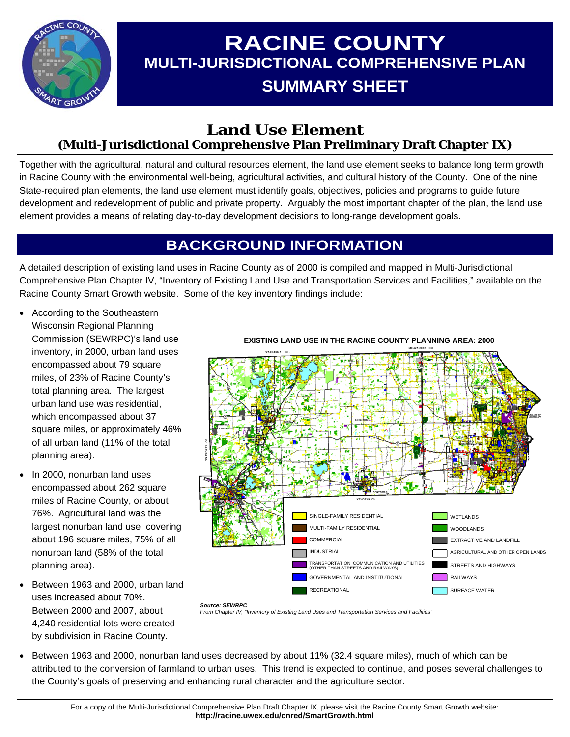# RACINE COUNTY

## MULTI-JURISDICTIONAL COMPREHENSIVE PLAN

## SUMMARY SHEET

## Land Use Element

### (Multi-Jurisdictional Comprehensive Plan Preliminary Draft Chapter IX)

Together with the agricultural, natural and cultural resources element, the land use element seeks to balance long term growth in Racine County with the environmental well-being, agricultural activities, and cultural history of the County. One of the nine State-required plan elements, the land use element must identify goals, objectives, policies and programs to guide future development and redevelopment of public and private property. Arguably the most important chapter of the plan, the land use element provides a means of relating day-to-day development decisions to long-range development goals.

## BACKGROUND INFORMATION

A detailed description of existing land uses in Racine County as of 2000 is compiled and mapped in Multi-Jurisdictional Comprehensive Plan Chapter IV, "Inventory of Existing Land Use and Transportation Services and Facilities," available on the Racine County Smart Growth website. Some of the key inventory findings include:

- According to the Southeastern Wisconsin Regional Planning Commission (SEWRPC)'s land use inventory, in 2000, urban land uses encompassed about 79 square miles, of 23% of Racine County's total planning area. The largest urban land use was residential, which encompassed about 37 square miles, or approximately 46% of all urban land (11% of the total planning area).
- In 2000, nonurban land uses encompassed about 262 square miles of Racine County, or about 76%. Agricultural land was the largest nonurban land use, covering about 196 square miles, 75% of all nonurban land (58% of the total planning area).
- Between 1963 and 2000, urban land uses increased about 70%. Between 2000 and 2007, about 4,240 residential lots were created by subdivision in Racine County.

**EXISTING LAND USE IN THE RACINE COUNTY PLANNING AREA: 2000**

SINGLE-FAMILY RESIDENTIAL; MULTI-FAMILY RESIDENTIAL; COMMERCIAL; INDUSTRIAL; TRANSPORTATION, COMMUNICATION AND UTILITIES (OTHER THAN STREETS AND RAILWAYS); GOVERNMENTAL AND INSTITUTIONAL; RECREATIONAL; WETLANDS; WOODLANDS; EXTRACTIVE AND LANDFILL; AGRICULTURAL AND OTHER OPEN LANDS; STREETS AND HIGHWAYS; RAILWAYS; SURFACE WATER

***Source: SEWRPC***
*From Chapter IV, "Inventory of Existing Land Uses and Transportation Services and Facilities"*

- Between 1963 and 2000, nonurban land uses decreased by about 11% (32.4 square miles), much of which can be attributed to the conversion of farmland to urban uses. This trend is expected to continue, and poses several challenges to the County's goals of preserving and enhancing rural character and the agriculture sector.

For a copy of the Multi-Jurisdictional Comprehensive Plan Draft Chapter IX, please visit the Racine County Smart Growth website:
**http://racine.uwex.edu/cnred/SmartGrowth.html**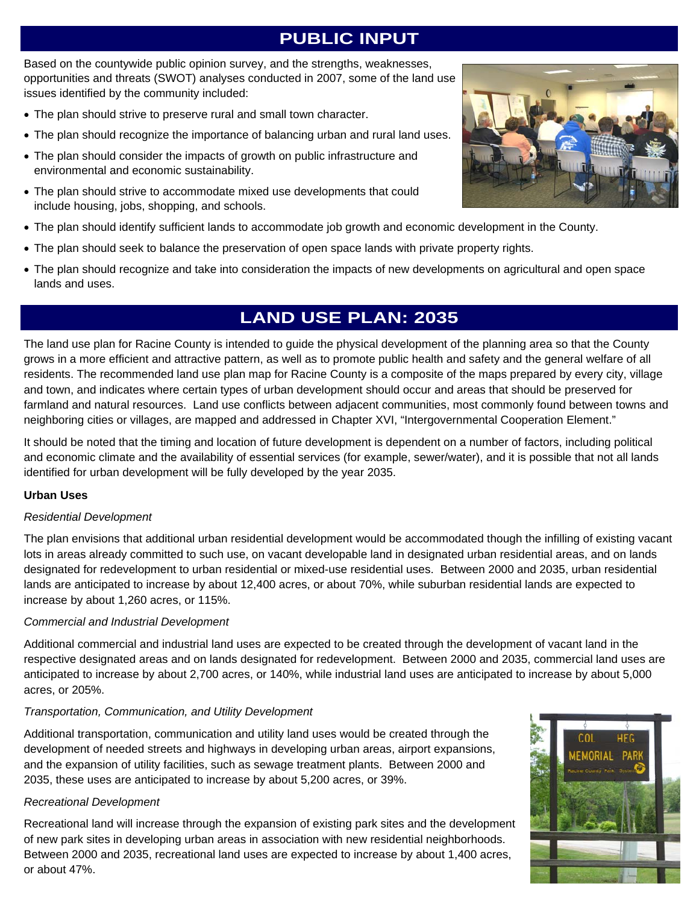## PUBLIC INPUT

Based on the countywide public opinion survey, and the strengths, weaknesses, opportunities and threats (SWOT) analyses conducted in 2007, some of the land use issues identified by the community included:

- The plan should strive to preserve rural and small town character.
- The plan should recognize the importance of balancing urban and rural land uses.
- The plan should consider the impacts of growth on public infrastructure and environmental and economic sustainability.
- The plan should strive to accommodate mixed use developments that could include housing, jobs, shopping, and schools.
- The plan should identify sufficient lands to accommodate job growth and economic development in the County.
- The plan should seek to balance the preservation of open space lands with private property rights.
- The plan should recognize and take into consideration the impacts of new developments on agricultural and open space lands and uses.

## LAND USE PLAN: 2035

The land use plan for Racine County is intended to guide the physical development of the planning area so that the County grows in a more efficient and attractive pattern, as well as to promote public health and safety and the general welfare of all residents. The recommended land use plan map for Racine County is a composite of the maps prepared by every city, village and town, and indicates where certain types of urban development should occur and areas that should be preserved for farmland and natural resources. Land use conflicts between adjacent communities, most commonly found between towns and neighboring cities or villages, are mapped and addressed in Chapter XVI, "Intergovernmental Cooperation Element."

It should be noted that the timing and location of future development is dependent on a number of factors, including political and economic climate and the availability of essential services (for example, sewer/water), and it is possible that not all lands identified for urban development will be fully developed by the year 2035.

**Urban Uses**

*Residential Development*

The plan envisions that additional urban residential development would be accommodated though the infilling of existing vacant lots in areas already committed to such use, on vacant developable land in designated urban residential areas, and on lands designated for redevelopment to urban residential or mixed-use residential uses. Between 2000 and 2035, urban residential lands are anticipated to increase by about 12,400 acres, or about 70%, while suburban residential lands are expected to increase by about 1,260 acres, or 115%.

*Commercial and Industrial Development*

Additional commercial and industrial land uses are expected to be created through the development of vacant land in the respective designated areas and on lands designated for redevelopment. Between 2000 and 2035, commercial land uses are anticipated to increase by about 2,700 acres, or 140%, while industrial land uses are anticipated to increase by about 5,000 acres, or 205%.

*Transportation, Communication, and Utility Development*

Additional transportation, communication and utility land uses would be created through the development of needed streets and highways in developing urban areas, airport expansions, and the expansion of utility facilities, such as sewage treatment plants. Between 2000 and 2035, these uses are anticipated to increase by about 5,200 acres, or 39%.

*Recreational Development*

Recreational land will increase through the expansion of existing park sites and the development of new park sites in developing urban areas in association with new residential neighborhoods. Between 2000 and 2035, recreational land uses are expected to increase by about 1,400 acres, or about 47%.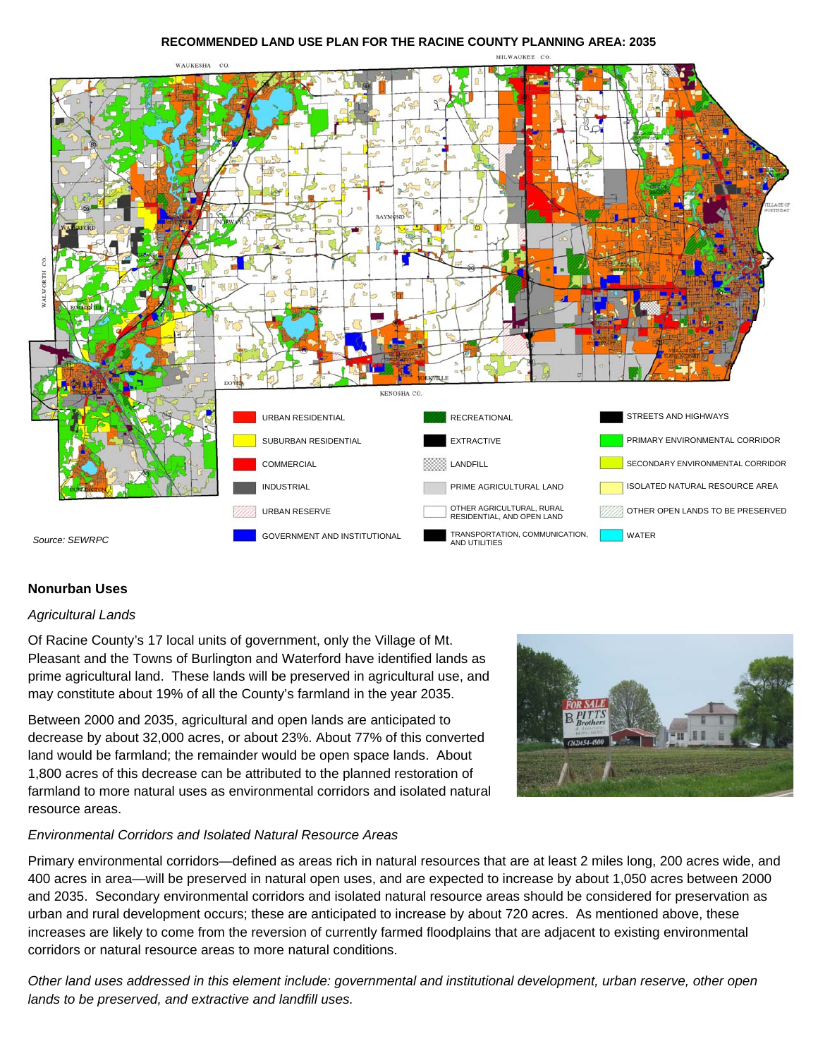**RECOMMENDED LAND USE PLAN FOR THE RACINE COUNTY PLANNING AREA: 2035**

| | | |
|---|---|---|
| URBAN RESIDENTIAL | RECREATIONAL | STREETS AND HIGHWAYS |
| SUBURBAN RESIDENTIAL | EXTRACTIVE | PRIMARY ENVIRONMENTAL CORRIDOR |
| COMMERCIAL | LANDFILL | SECONDARY ENVIRONMENTAL CORRIDOR |
| INDUSTRIAL | PRIME AGRICULTURAL LAND | ISOLATED NATURAL RESOURCE AREA |
| URBAN RESERVE | OTHER AGRICULTURAL, RURAL RESIDENTIAL, AND OPEN LAND | OTHER OPEN LANDS TO BE PRESERVED |
| GOVERNMENT AND INSTITUTIONAL | TRANSPORTATION, COMMUNICATION, AND UTILITIES | WATER |

*Source: SEWRPC*

## Nonurban Uses

*Agricultural Lands*

Of Racine County's 17 local units of government, only the Village of Mt. Pleasant and the Towns of Burlington and Waterford have identified lands as prime agricultural land. These lands will be preserved in agricultural use, and may constitute about 19% of all the County's farmland in the year 2035.

Between 2000 and 2035, agricultural and open lands are anticipated to decrease by about 32,000 acres, or about 23%. About 77% of this converted land would be farmland; the remainder would be open space lands. About 1,800 acres of this decrease can be attributed to the planned restoration of farmland to more natural uses as environmental corridors and isolated natural resource areas.

*Environmental Corridors and Isolated Natural Resource Areas*

Primary environmental corridors—defined as areas rich in natural resources that are at least 2 miles long, 200 acres wide, and 400 acres in area—will be preserved in natural open uses, and are expected to increase by about 1,050 acres between 2000 and 2035. Secondary environmental corridors and isolated natural resource areas should be considered for preservation as urban and rural development occurs; these are anticipated to increase by about 720 acres. As mentioned above, these increases are likely to come from the reversion of currently farmed floodplains that are adjacent to existing environmental corridors or natural resource areas to more natural conditions.

*Other land uses addressed in this element include: governmental and institutional development, urban reserve, other open lands to be preserved, and extractive and landfill uses.*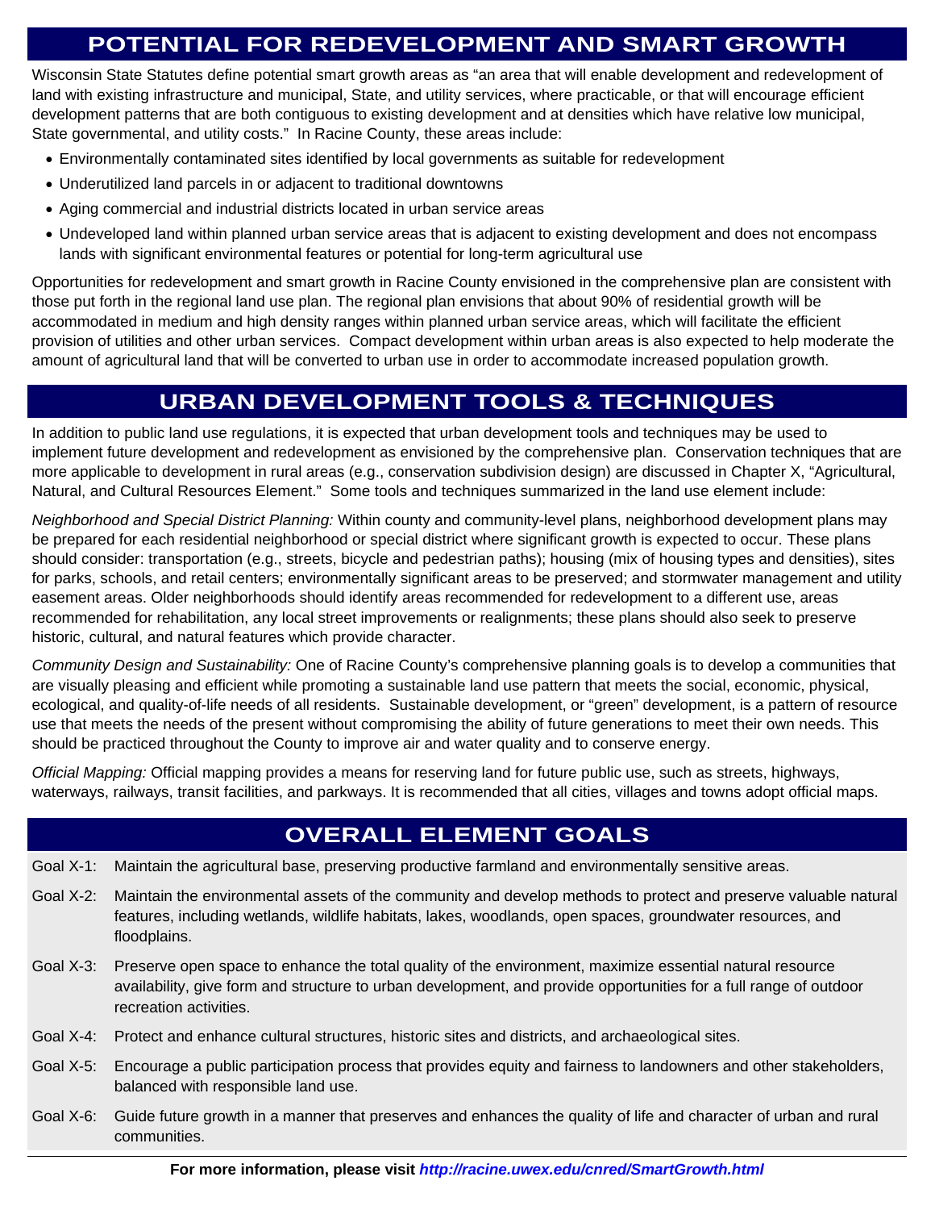## POTENTIAL FOR REDEVELOPMENT AND SMART GROWTH

Wisconsin State Statutes define potential smart growth areas as "an area that will enable development and redevelopment of land with existing infrastructure and municipal, State, and utility services, where practicable, or that will encourage efficient development patterns that are both contiguous to existing development and at densities which have relative low municipal, State governmental, and utility costs." In Racine County, these areas include:

- Environmentally contaminated sites identified by local governments as suitable for redevelopment
- Underutilized land parcels in or adjacent to traditional downtowns
- Aging commercial and industrial districts located in urban service areas
- Undeveloped land within planned urban service areas that is adjacent to existing development and does not encompass lands with significant environmental features or potential for long-term agricultural use

Opportunities for redevelopment and smart growth in Racine County envisioned in the comprehensive plan are consistent with those put forth in the regional land use plan. The regional plan envisions that about 90% of residential growth will be accommodated in medium and high density ranges within planned urban service areas, which will facilitate the efficient provision of utilities and other urban services. Compact development within urban areas is also expected to help moderate the amount of agricultural land that will be converted to urban use in order to accommodate increased population growth.

## URBAN DEVELOPMENT TOOLS & TECHNIQUES

In addition to public land use regulations, it is expected that urban development tools and techniques may be used to implement future development and redevelopment as envisioned by the comprehensive plan. Conservation techniques that are more applicable to development in rural areas (e.g., conservation subdivision design) are discussed in Chapter X, "Agricultural, Natural, and Cultural Resources Element." Some tools and techniques summarized in the land use element include:

*Neighborhood and Special District Planning:* Within county and community-level plans, neighborhood development plans may be prepared for each residential neighborhood or special district where significant growth is expected to occur. These plans should consider: transportation (e.g., streets, bicycle and pedestrian paths); housing (mix of housing types and densities), sites for parks, schools, and retail centers; environmentally significant areas to be preserved; and stormwater management and utility easement areas. Older neighborhoods should identify areas recommended for redevelopment to a different use, areas recommended for rehabilitation, any local street improvements or realignments; these plans should also seek to preserve historic, cultural, and natural features which provide character.

*Community Design and Sustainability:* One of Racine County's comprehensive planning goals is to develop a communities that are visually pleasing and efficient while promoting a sustainable land use pattern that meets the social, economic, physical, ecological, and quality-of-life needs of all residents. Sustainable development, or "green" development, is a pattern of resource use that meets the needs of the present without compromising the ability of future generations to meet their own needs. This should be practiced throughout the County to improve air and water quality and to conserve energy.

*Official Mapping:* Official mapping provides a means for reserving land for future public use, such as streets, highways, waterways, railways, transit facilities, and parkways. It is recommended that all cities, villages and towns adopt official maps.

## OVERALL ELEMENT GOALS

Goal X-1: Maintain the agricultural base, preserving productive farmland and environmentally sensitive areas.

Goal X-2: Maintain the environmental assets of the community and develop methods to protect and preserve valuable natural features, including wetlands, wildlife habitats, lakes, woodlands, open spaces, groundwater resources, and floodplains.

Goal X-3: Preserve open space to enhance the total quality of the environment, maximize essential natural resource availability, give form and structure to urban development, and provide opportunities for a full range of outdoor recreation activities.

Goal X-4: Protect and enhance cultural structures, historic sites and districts, and archaeological sites.

Goal X-5: Encourage a public participation process that provides equity and fairness to landowners and other stakeholders, balanced with responsible land use.

Goal X-6: Guide future growth in a manner that preserves and enhances the quality of life and character of urban and rural communities.

**For more information, please visit *http://racine.uwex.edu/cnred/SmartGrowth.html***